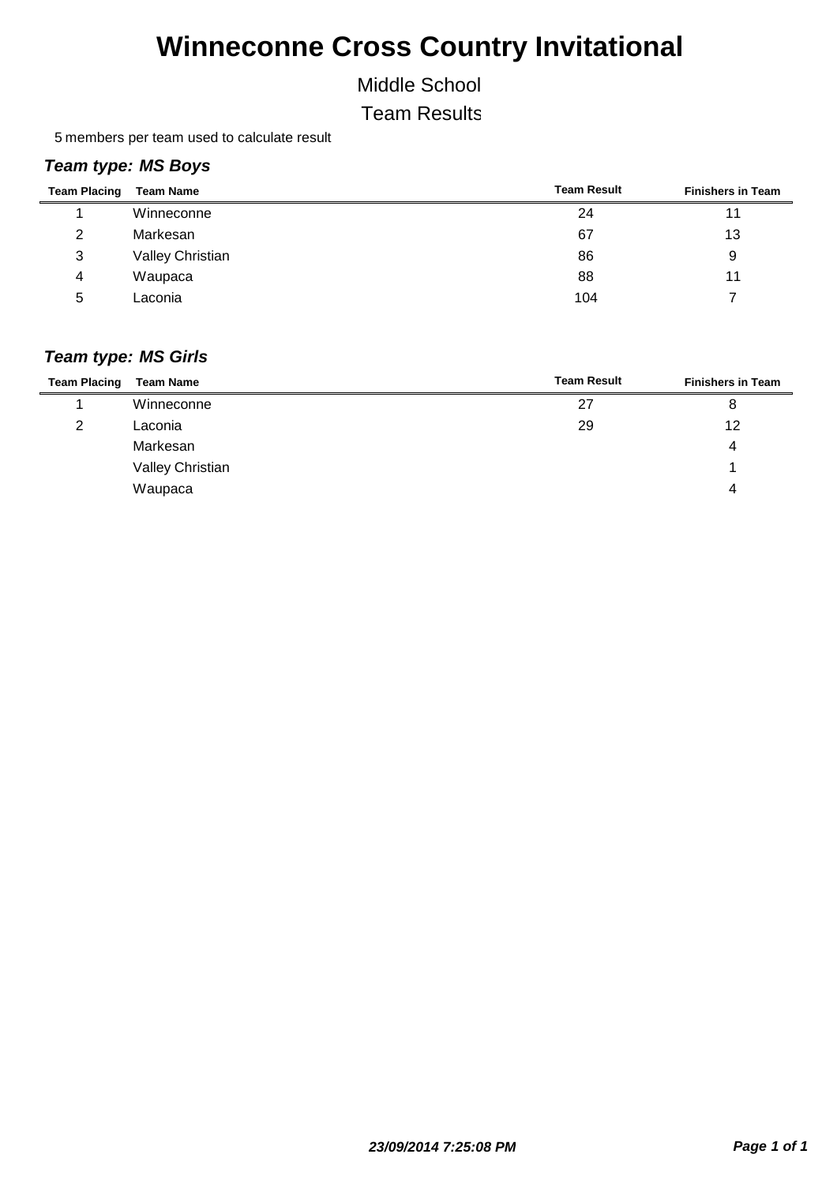# Winneconne Cross Country Invitational

Middle School

Team Results

5 members per team used to calculate result

### *Team type: MS Boys*

| Team Placing | Team Name | Team Result | Finishers in Team |
|---|---|---|---|
| 1 | Winneconne | 24 | 11 |
| 2 | Markesan | 67 | 13 |
| 3 | Valley Christian | 86 | 9 |
| 4 | Waupaca | 88 | 11 |
| 5 | Laconia | 104 | 7 |

### *Team type: MS Girls*

| Team Placing | Team Name | Team Result | Finishers in Team |
|---|---|---|---|
| 1 | Winneconne | 27 | 8 |
| 2 | Laconia | 29 | 12 |
| | Markesan | | 4 |
| | Valley Christian | | 1 |
| | Waupaca | | 4 |

***23/09/2014 7:25:08 PM***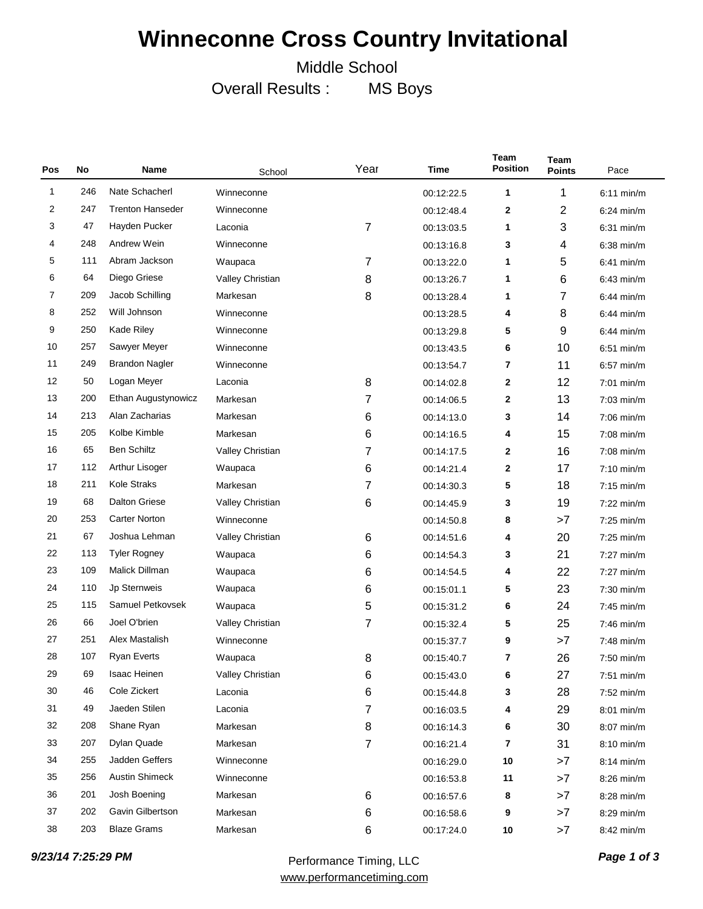# Winneconne Cross Country Invitational

Middle School

Overall Results : MS Boys

| Pos | No | Name | School | Year | Time | Team Position | Team Points | Pace |
|---|---|---|---|---|---|---|---|---|
| 1 | 246 | Nate Schacherl | Winneconne | | 00:12:22.5 | 1 | 1 | 6:11 min/m |
| 2 | 247 | Trenton Hanseder | Winneconne | | 00:12:48.4 | 2 | 2 | 6:24 min/m |
| 3 | 47 | Hayden Pucker | Laconia | 7 | 00:13:03.5 | 1 | 3 | 6:31 min/m |
| 4 | 248 | Andrew Wein | Winneconne | | 00:13:16.8 | 3 | 4 | 6:38 min/m |
| 5 | 111 | Abram Jackson | Waupaca | 7 | 00:13:22.0 | 1 | 5 | 6:41 min/m |
| 6 | 64 | Diego Griese | Valley Christian | 8 | 00:13:26.7 | 1 | 6 | 6:43 min/m |
| 7 | 209 | Jacob Schilling | Markesan | 8 | 00:13:28.4 | 1 | 7 | 6:44 min/m |
| 8 | 252 | Will Johnson | Winneconne | | 00:13:28.5 | 4 | 8 | 6:44 min/m |
| 9 | 250 | Kade Riley | Winneconne | | 00:13:29.8 | 5 | 9 | 6:44 min/m |
| 10 | 257 | Sawyer Meyer | Winneconne | | 00:13:43.5 | 6 | 10 | 6:51 min/m |
| 11 | 249 | Brandon Nagler | Winneconne | | 00:13:54.7 | 7 | 11 | 6:57 min/m |
| 12 | 50 | Logan Meyer | Laconia | 8 | 00:14:02.8 | 2 | 12 | 7:01 min/m |
| 13 | 200 | Ethan Augustynowicz | Markesan | 7 | 00:14:06.5 | 2 | 13 | 7:03 min/m |
| 14 | 213 | Alan Zacharias | Markesan | 6 | 00:14:13.0 | 3 | 14 | 7:06 min/m |
| 15 | 205 | Kolbe Kimble | Markesan | 6 | 00:14:16.5 | 4 | 15 | 7:08 min/m |
| 16 | 65 | Ben Schiltz | Valley Christian | 7 | 00:14:17.5 | 2 | 16 | 7:08 min/m |
| 17 | 112 | Arthur Lisoger | Waupaca | 6 | 00:14:21.4 | 2 | 17 | 7:10 min/m |
| 18 | 211 | Kole Straks | Markesan | 7 | 00:14:30.3 | 5 | 18 | 7:15 min/m |
| 19 | 68 | Dalton Griese | Valley Christian | 6 | 00:14:45.9 | 3 | 19 | 7:22 min/m |
| 20 | 253 | Carter Norton | Winneconne | | 00:14:50.8 | 8 | >7 | 7:25 min/m |
| 21 | 67 | Joshua Lehman | Valley Christian | 6 | 00:14:51.6 | 4 | 20 | 7:25 min/m |
| 22 | 113 | Tyler Rogney | Waupaca | 6 | 00:14:54.3 | 3 | 21 | 7:27 min/m |
| 23 | 109 | Malick Dillman | Waupaca | 6 | 00:14:54.5 | 4 | 22 | 7:27 min/m |
| 24 | 110 | Jp Sternweis | Waupaca | 6 | 00:15:01.1 | 5 | 23 | 7:30 min/m |
| 25 | 115 | Samuel Petkovsek | Waupaca | 5 | 00:15:31.2 | 6 | 24 | 7:45 min/m |
| 26 | 66 | Joel O'brien | Valley Christian | 7 | 00:15:32.4 | 5 | 25 | 7:46 min/m |
| 27 | 251 | Alex Mastalish | Winneconne | | 00:15:37.7 | 9 | >7 | 7:48 min/m |
| 28 | 107 | Ryan Everts | Waupaca | 8 | 00:15:40.7 | 7 | 26 | 7:50 min/m |
| 29 | 69 | Isaac Heinen | Valley Christian | 6 | 00:15:43.0 | 6 | 27 | 7:51 min/m |
| 30 | 46 | Cole Zickert | Laconia | 6 | 00:15:44.8 | 3 | 28 | 7:52 min/m |
| 31 | 49 | Jaeden Stilen | Laconia | 7 | 00:16:03.5 | 4 | 29 | 8:01 min/m |
| 32 | 208 | Shane Ryan | Markesan | 8 | 00:16:14.3 | 6 | 30 | 8:07 min/m |
| 33 | 207 | Dylan Quade | Markesan | 7 | 00:16:21.4 | 7 | 31 | 8:10 min/m |
| 34 | 255 | Jadden Geffers | Winneconne | | 00:16:29.0 | 10 | >7 | 8:14 min/m |
| 35 | 256 | Austin Shimeck | Winneconne | | 00:16:53.8 | 11 | >7 | 8:26 min/m |
| 36 | 201 | Josh Boening | Markesan | 6 | 00:16:57.6 | 8 | >7 | 8:28 min/m |
| 37 | 202 | Gavin Gilbertson | Markesan | 6 | 00:16:58.6 | 9 | >7 | 8:29 min/m |
| 38 | 203 | Blaze Grams | Markesan | 6 | 00:17:24.0 | 10 | >7 | 8:42 min/m |

*9/23/14 7:25:29 PM*

Performance Timing, LLC
www.performancetiming.com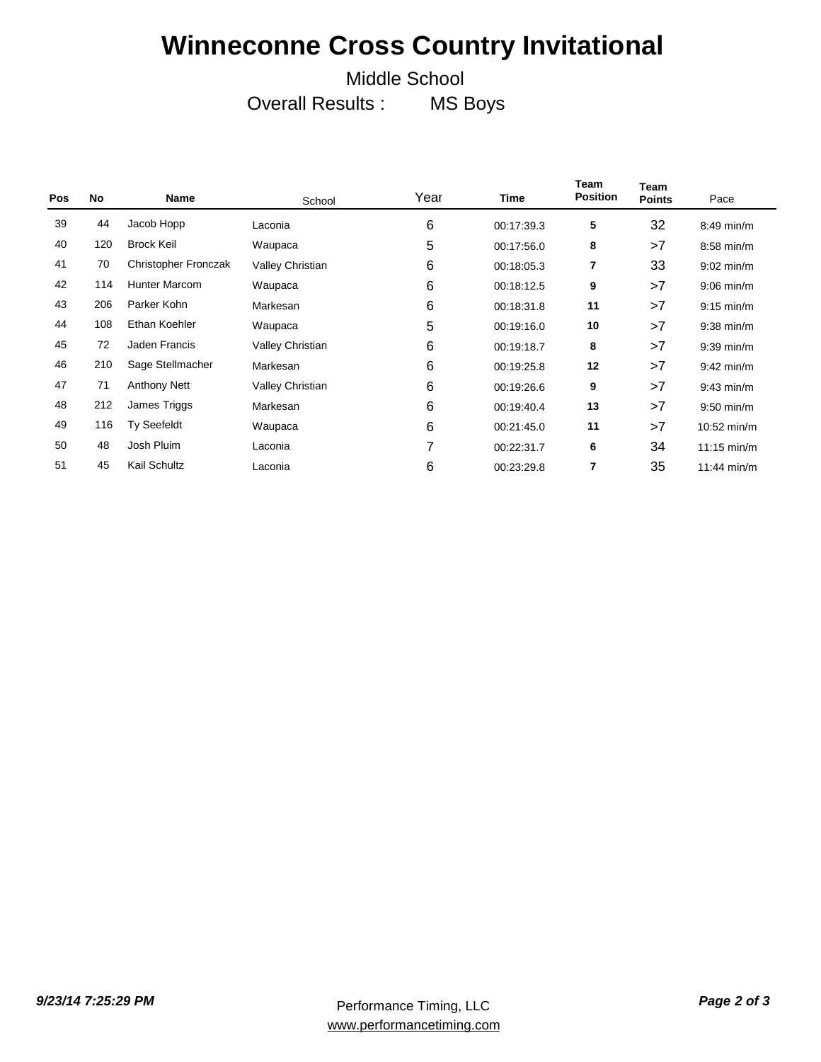# Winneconne Cross Country Invitational

Middle School

Overall Results : MS Boys

| Pos | No | Name | School | Year | Time | Team Position | Team Points | Pace |
|---|---|---|---|---|---|---|---|---|
| 39 | 44 | Jacob Hopp | Laconia | 6 | 00:17:39.3 | 5 | 32 | 8:49 min/m |
| 40 | 120 | Brock Keil | Waupaca | 5 | 00:17:56.0 | 8 | >7 | 8:58 min/m |
| 41 | 70 | Christopher Fronczak | Valley Christian | 6 | 00:18:05.3 | 7 | 33 | 9:02 min/m |
| 42 | 114 | Hunter Marcom | Waupaca | 6 | 00:18:12.5 | 9 | >7 | 9:06 min/m |
| 43 | 206 | Parker Kohn | Markesan | 6 | 00:18:31.8 | 11 | >7 | 9:15 min/m |
| 44 | 108 | Ethan Koehler | Waupaca | 5 | 00:19:16.0 | 10 | >7 | 9:38 min/m |
| 45 | 72 | Jaden Francis | Valley Christian | 6 | 00:19:18.7 | 8 | >7 | 9:39 min/m |
| 46 | 210 | Sage Stellmacher | Markesan | 6 | 00:19:25.8 | 12 | >7 | 9:42 min/m |
| 47 | 71 | Anthony Nett | Valley Christian | 6 | 00:19:26.6 | 9 | >7 | 9:43 min/m |
| 48 | 212 | James Triggs | Markesan | 6 | 00:19:40.4 | 13 | >7 | 9:50 min/m |
| 49 | 116 | Ty Seefeldt | Waupaca | 6 | 00:21:45.0 | 11 | >7 | 10:52 min/m |
| 50 | 48 | Josh Pluim | Laconia | 7 | 00:22:31.7 | 6 | 34 | 11:15 min/m |
| 51 | 45 | Kail Schultz | Laconia | 6 | 00:23:29.8 | 7 | 35 | 11:44 min/m |

*9/23/14 7:25:29 PM*

Performance Timing, LLC
www.performancetiming.com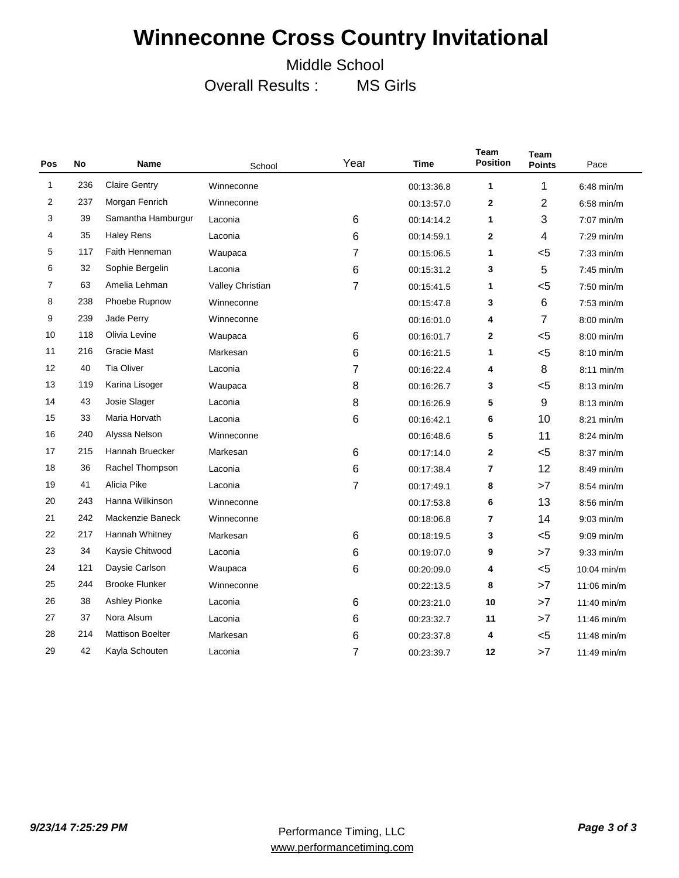# Winneconne Cross Country Invitational

Middle School

Overall Results : MS Girls

| Pos | No | Name | School | Year | Time | Team Position | Team Points | Pace |
|---|---|---|---|---|---|---|---|---|
| 1 | 236 | Claire Gentry | Winneconne | | 00:13:36.8 | 1 | 1 | 6:48 min/m |
| 2 | 237 | Morgan Fenrich | Winneconne | | 00:13:57.0 | 2 | 2 | 6:58 min/m |
| 3 | 39 | Samantha Hamburgur | Laconia | 6 | 00:14:14.2 | 1 | 3 | 7:07 min/m |
| 4 | 35 | Haley Rens | Laconia | 6 | 00:14:59.1 | 2 | 4 | 7:29 min/m |
| 5 | 117 | Faith Henneman | Waupaca | 7 | 00:15:06.5 | 1 | <5 | 7:33 min/m |
| 6 | 32 | Sophie Bergelin | Laconia | 6 | 00:15:31.2 | 3 | 5 | 7:45 min/m |
| 7 | 63 | Amelia Lehman | Valley Christian | 7 | 00:15:41.5 | 1 | <5 | 7:50 min/m |
| 8 | 238 | Phoebe Rupnow | Winneconne | | 00:15:47.8 | 3 | 6 | 7:53 min/m |
| 9 | 239 | Jade Perry | Winneconne | | 00:16:01.0 | 4 | 7 | 8:00 min/m |
| 10 | 118 | Olivia Levine | Waupaca | 6 | 00:16:01.7 | 2 | <5 | 8:00 min/m |
| 11 | 216 | Gracie Mast | Markesan | 6 | 00:16:21.5 | 1 | <5 | 8:10 min/m |
| 12 | 40 | Tia Oliver | Laconia | 7 | 00:16:22.4 | 4 | 8 | 8:11 min/m |
| 13 | 119 | Karina Lisoger | Waupaca | 8 | 00:16:26.7 | 3 | <5 | 8:13 min/m |
| 14 | 43 | Josie Slager | Laconia | 8 | 00:16:26.9 | 5 | 9 | 8:13 min/m |
| 15 | 33 | Maria Horvath | Laconia | 6 | 00:16:42.1 | 6 | 10 | 8:21 min/m |
| 16 | 240 | Alyssa Nelson | Winneconne | | 00:16:48.6 | 5 | 11 | 8:24 min/m |
| 17 | 215 | Hannah Bruecker | Markesan | 6 | 00:17:14.0 | 2 | <5 | 8:37 min/m |
| 18 | 36 | Rachel Thompson | Laconia | 6 | 00:17:38.4 | 7 | 12 | 8:49 min/m |
| 19 | 41 | Alicia Pike | Laconia | 7 | 00:17:49.1 | 8 | >7 | 8:54 min/m |
| 20 | 243 | Hanna Wilkinson | Winneconne | | 00:17:53.8 | 6 | 13 | 8:56 min/m |
| 21 | 242 | Mackenzie Baneck | Winneconne | | 00:18:06.8 | 7 | 14 | 9:03 min/m |
| 22 | 217 | Hannah Whitney | Markesan | 6 | 00:18:19.5 | 3 | <5 | 9:09 min/m |
| 23 | 34 | Kaysie Chitwood | Laconia | 6 | 00:19:07.0 | 9 | >7 | 9:33 min/m |
| 24 | 121 | Daysie Carlson | Waupaca | 6 | 00:20:09.0 | 4 | <5 | 10:04 min/m |
| 25 | 244 | Brooke Flunker | Winneconne | | 00:22:13.5 | 8 | >7 | 11:06 min/m |
| 26 | 38 | Ashley Pionke | Laconia | 6 | 00:23:21.0 | 10 | >7 | 11:40 min/m |
| 27 | 37 | Nora Alsum | Laconia | 6 | 00:23:32.7 | 11 | >7 | 11:46 min/m |
| 28 | 214 | Mattison Boelter | Markesan | 6 | 00:23:37.8 | 4 | <5 | 11:48 min/m |
| 29 | 42 | Kayla Schouten | Laconia | 7 | 00:23:39.7 | 12 | >7 | 11:49 min/m |

*9/23/14 7:25:29 PM*

Performance Timing, LLC
www.performancetiming.com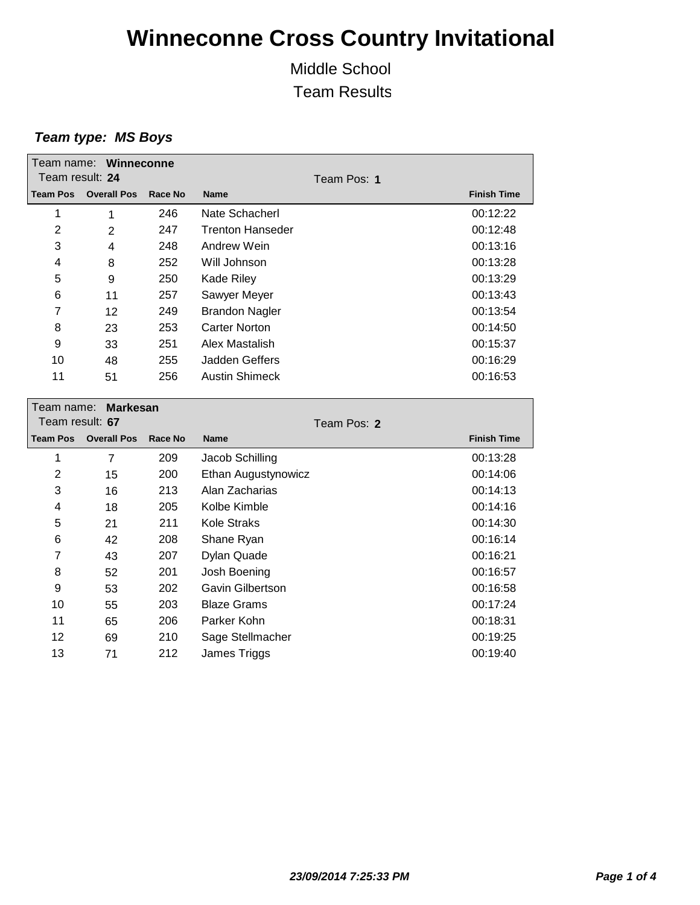# Winneconne Cross Country Invitational

Middle School

Team Results

***Team type: MS Boys***

Team name: **Winneconne**
Team result: **24**
Team Pos: **1**

| Team Pos | Overall Pos | Race No | Name | Finish Time |
|---|---|---|---|---|
| 1 | 1 | 246 | Nate Schacherl | 00:12:22 |
| 2 | 2 | 247 | Trenton Hanseder | 00:12:48 |
| 3 | 4 | 248 | Andrew Wein | 00:13:16 |
| 4 | 8 | 252 | Will Johnson | 00:13:28 |
| 5 | 9 | 250 | Kade Riley | 00:13:29 |
| 6 | 11 | 257 | Sawyer Meyer | 00:13:43 |
| 7 | 12 | 249 | Brandon Nagler | 00:13:54 |
| 8 | 23 | 253 | Carter Norton | 00:14:50 |
| 9 | 33 | 251 | Alex Mastalish | 00:15:37 |
| 10 | 48 | 255 | Jadden Geffers | 00:16:29 |
| 11 | 51 | 256 | Austin Shimeck | 00:16:53 |

Team name: **Markesan**
Team result: **67**
Team Pos: **2**

| Team Pos | Overall Pos | Race No | Name | Finish Time |
|---|---|---|---|---|
| 1 | 7 | 209 | Jacob Schilling | 00:13:28 |
| 2 | 15 | 200 | Ethan Augustynowicz | 00:14:06 |
| 3 | 16 | 213 | Alan Zacharias | 00:14:13 |
| 4 | 18 | 205 | Kolbe Kimble | 00:14:16 |
| 5 | 21 | 211 | Kole Straks | 00:14:30 |
| 6 | 42 | 208 | Shane Ryan | 00:16:14 |
| 7 | 43 | 207 | Dylan Quade | 00:16:21 |
| 8 | 52 | 201 | Josh Boening | 00:16:57 |
| 9 | 53 | 202 | Gavin Gilbertson | 00:16:58 |
| 10 | 55 | 203 | Blaze Grams | 00:17:24 |
| 11 | 65 | 206 | Parker Kohn | 00:18:31 |
| 12 | 69 | 210 | Sage Stellmacher | 00:19:25 |
| 13 | 71 | 212 | James Triggs | 00:19:40 |

***23/09/2014 7:25:33 PM***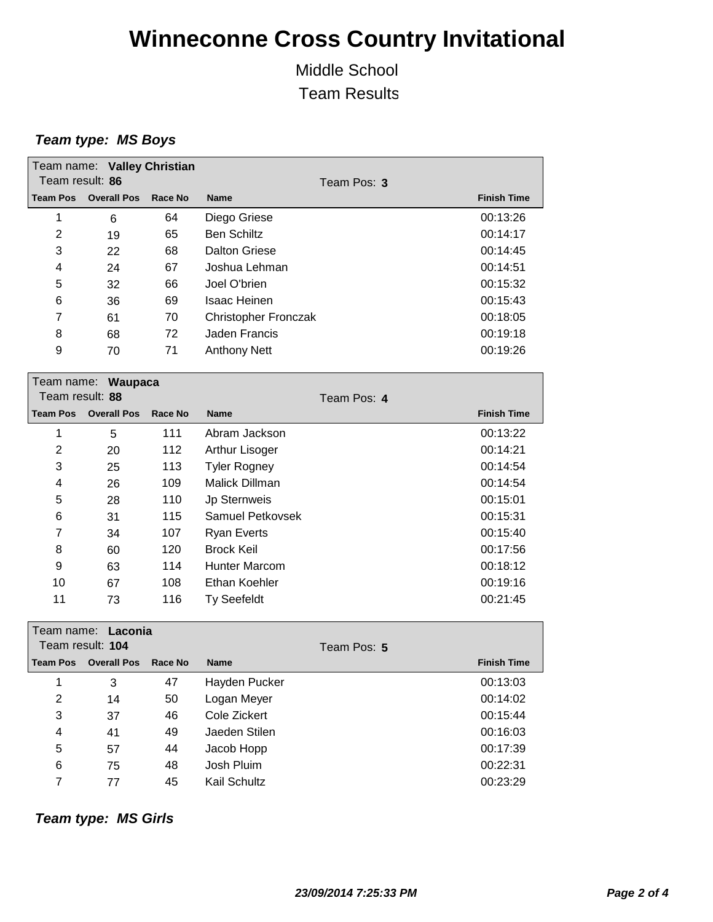# Winneconne Cross Country Invitational

Middle School

Team Results

***Team type: MS Boys***

Team name: **Valley Christian**
Team result: **86**
Team Pos: **3**

| Team Pos | Overall Pos | Race No | Name | Finish Time |
|---|---|---|---|---|
| 1 | 6 | 64 | Diego Griese | 00:13:26 |
| 2 | 19 | 65 | Ben Schiltz | 00:14:17 |
| 3 | 22 | 68 | Dalton Griese | 00:14:45 |
| 4 | 24 | 67 | Joshua Lehman | 00:14:51 |
| 5 | 32 | 66 | Joel O'brien | 00:15:32 |
| 6 | 36 | 69 | Isaac Heinen | 00:15:43 |
| 7 | 61 | 70 | Christopher Fronczak | 00:18:05 |
| 8 | 68 | 72 | Jaden Francis | 00:19:18 |
| 9 | 70 | 71 | Anthony Nett | 00:19:26 |

Team name: **Waupaca**
Team result: **88**
Team Pos: **4**

| Team Pos | Overall Pos | Race No | Name | Finish Time |
|---|---|---|---|---|
| 1 | 5 | 111 | Abram Jackson | 00:13:22 |
| 2 | 20 | 112 | Arthur Lisoger | 00:14:21 |
| 3 | 25 | 113 | Tyler Rogney | 00:14:54 |
| 4 | 26 | 109 | Malick Dillman | 00:14:54 |
| 5 | 28 | 110 | Jp Sternweis | 00:15:01 |
| 6 | 31 | 115 | Samuel Petkovsek | 00:15:31 |
| 7 | 34 | 107 | Ryan Everts | 00:15:40 |
| 8 | 60 | 120 | Brock Keil | 00:17:56 |
| 9 | 63 | 114 | Hunter Marcom | 00:18:12 |
| 10 | 67 | 108 | Ethan Koehler | 00:19:16 |
| 11 | 73 | 116 | Ty Seefeldt | 00:21:45 |

Team name: **Laconia**
Team result: **104**
Team Pos: **5**

| Team Pos | Overall Pos | Race No | Name | Finish Time |
|---|---|---|---|---|
| 1 | 3 | 47 | Hayden Pucker | 00:13:03 |
| 2 | 14 | 50 | Logan Meyer | 00:14:02 |
| 3 | 37 | 46 | Cole Zickert | 00:15:44 |
| 4 | 41 | 49 | Jaeden Stilen | 00:16:03 |
| 5 | 57 | 44 | Jacob Hopp | 00:17:39 |
| 6 | 75 | 48 | Josh Pluim | 00:22:31 |
| 7 | 77 | 45 | Kail Schultz | 00:23:29 |

***Team type: MS Girls***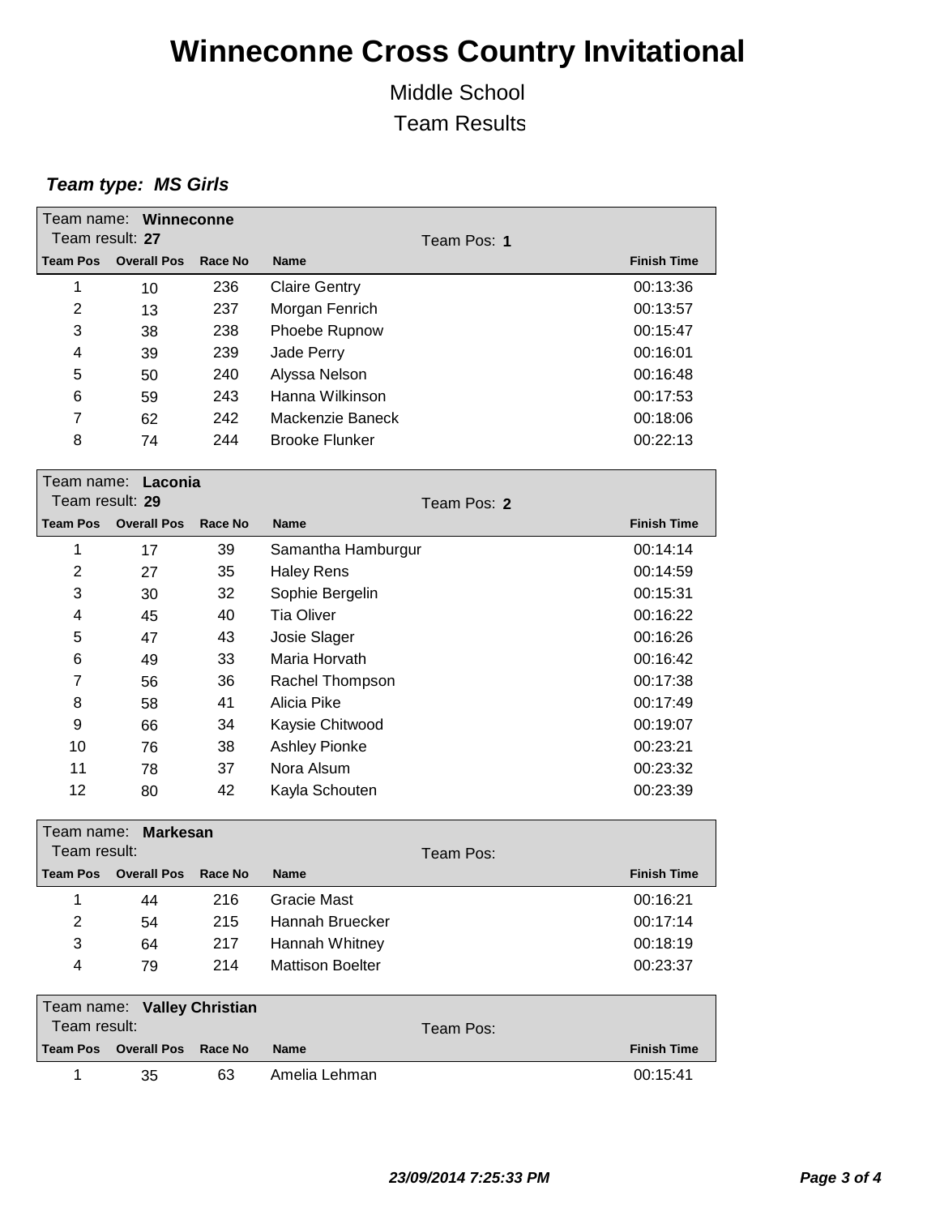# Winneconne Cross Country Invitational

Middle School

Team Results

***Team type: MS Girls***

Team name: **Winneconne**
Team result: **27** Team Pos: **1**

| Team Pos | Overall Pos | Race No | Name | Finish Time |
|---|---|---|---|---|
| 1 | 10 | 236 | Claire Gentry | 00:13:36 |
| 2 | 13 | 237 | Morgan Fenrich | 00:13:57 |
| 3 | 38 | 238 | Phoebe Rupnow | 00:15:47 |
| 4 | 39 | 239 | Jade Perry | 00:16:01 |
| 5 | 50 | 240 | Alyssa Nelson | 00:16:48 |
| 6 | 59 | 243 | Hanna Wilkinson | 00:17:53 |
| 7 | 62 | 242 | Mackenzie Baneck | 00:18:06 |
| 8 | 74 | 244 | Brooke Flunker | 00:22:13 |

Team name: **Laconia**
Team result: **29** Team Pos: **2**

| Team Pos | Overall Pos | Race No | Name | Finish Time |
|---|---|---|---|---|
| 1 | 17 | 39 | Samantha Hamburgur | 00:14:14 |
| 2 | 27 | 35 | Haley Rens | 00:14:59 |
| 3 | 30 | 32 | Sophie Bergelin | 00:15:31 |
| 4 | 45 | 40 | Tia Oliver | 00:16:22 |
| 5 | 47 | 43 | Josie Slager | 00:16:26 |
| 6 | 49 | 33 | Maria Horvath | 00:16:42 |
| 7 | 56 | 36 | Rachel Thompson | 00:17:38 |
| 8 | 58 | 41 | Alicia Pike | 00:17:49 |
| 9 | 66 | 34 | Kaysie Chitwood | 00:19:07 |
| 10 | 76 | 38 | Ashley Pionke | 00:23:21 |
| 11 | 78 | 37 | Nora Alsum | 00:23:32 |
| 12 | 80 | 42 | Kayla Schouten | 00:23:39 |

Team name: **Markesan**
Team result: Team Pos:

| Team Pos | Overall Pos | Race No | Name | Finish Time |
|---|---|---|---|---|
| 1 | 44 | 216 | Gracie Mast | 00:16:21 |
| 2 | 54 | 215 | Hannah Bruecker | 00:17:14 |
| 3 | 64 | 217 | Hannah Whitney | 00:18:19 |
| 4 | 79 | 214 | Mattison Boelter | 00:23:37 |

Team name: **Valley Christian**
Team result: Team Pos:

| Team Pos | Overall Pos | Race No | Name | Finish Time |
|---|---|---|---|---|
| 1 | 35 | 63 | Amelia Lehman | 00:15:41 |

*23/09/2014 7:25:33 PM*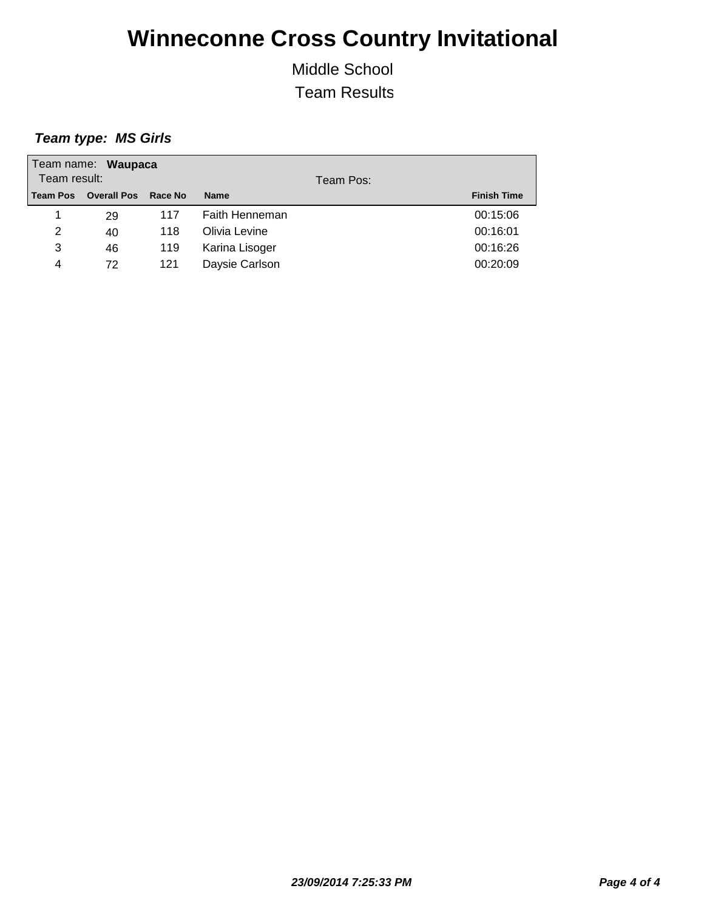# Winneconne Cross Country Invitational

Middle School

Team Results

***Team type: MS Girls***

Team name: **Waupaca**

Team result:

Team Pos:

| Team Pos | Overall Pos | Race No | Name | Finish Time |
|---|---|---|---|---|
| 1 | 29 | 117 | Faith Henneman | 00:15:06 |
| 2 | 40 | 118 | Olivia Levine | 00:16:01 |
| 3 | 46 | 119 | Karina Lisoger | 00:16:26 |
| 4 | 72 | 121 | Daysie Carlson | 00:20:09 |

***23/09/2014 7:25:33 PM***